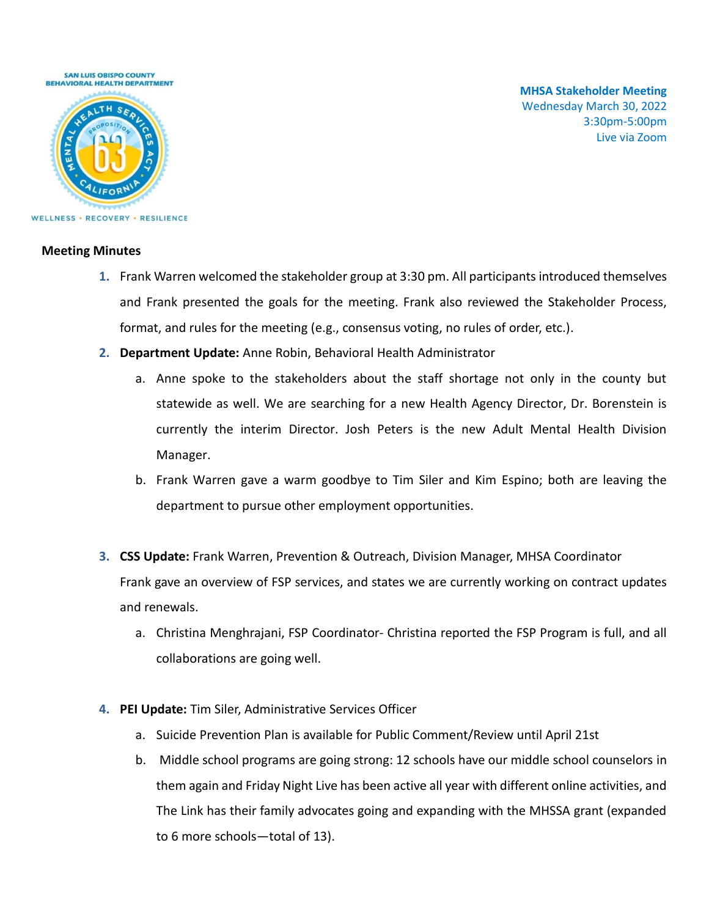SAN LUIS OBISPO COUNTY BEHAVIORAL HEALTH DEPARTMENT

WELLNESS • RECOVERY • RESILIENCE

**MHSA Stakeholder Meeting**
Wednesday March 30, 2022
3:30pm-5:00pm
Live via Zoom

**Meeting Minutes**

1. Frank Warren welcomed the stakeholder group at 3:30 pm. All participants introduced themselves and Frank presented the goals for the meeting. Frank also reviewed the Stakeholder Process, format, and rules for the meeting (e.g., consensus voting, no rules of order, etc.).
2. **Department Update:** Anne Robin, Behavioral Health Administrator
   a. Anne spoke to the stakeholders about the staff shortage not only in the county but statewide as well. We are searching for a new Health Agency Director, Dr. Borenstein is currently the interim Director. Josh Peters is the new Adult Mental Health Division Manager.
   b. Frank Warren gave a warm goodbye to Tim Siler and Kim Espino; both are leaving the department to pursue other employment opportunities.

3. **CSS Update:** Frank Warren, Prevention & Outreach, Division Manager, MHSA Coordinator
   Frank gave an overview of FSP services, and states we are currently working on contract updates and renewals.
   a. Christina Menghrajani, FSP Coordinator- Christina reported the FSP Program is full, and all collaborations are going well.

4. **PEI Update:** Tim Siler, Administrative Services Officer
   a. Suicide Prevention Plan is available for Public Comment/Review until April 21st
   b. Middle school programs are going strong: 12 schools have our middle school counselors in them again and Friday Night Live has been active all year with different online activities, and The Link has their family advocates going and expanding with the MHSSA grant (expanded to 6 more schools—total of 13).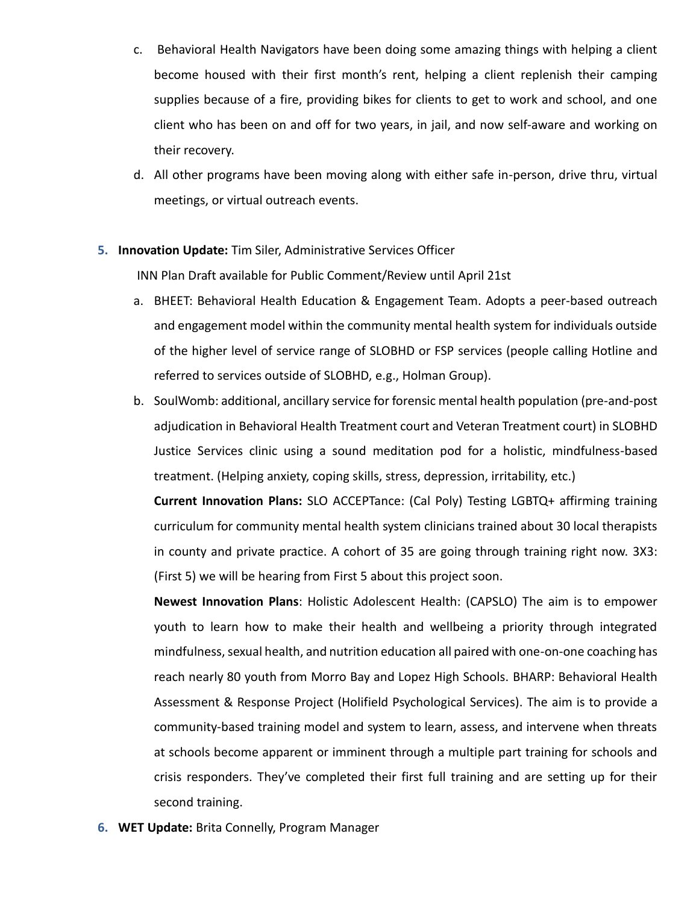c. Behavioral Health Navigators have been doing some amazing things with helping a client become housed with their first month's rent, helping a client replenish their camping supplies because of a fire, providing bikes for clients to get to work and school, and one client who has been on and off for two years, in jail, and now self-aware and working on their recovery.

d. All other programs have been moving along with either safe in-person, drive thru, virtual meetings, or virtual outreach events.

5. **Innovation Update:** Tim Siler, Administrative Services Officer

   INN Plan Draft available for Public Comment/Review until April 21st

   a. BHEET: Behavioral Health Education & Engagement Team. Adopts a peer-based outreach and engagement model within the community mental health system for individuals outside of the higher level of service range of SLOBHD or FSP services (people calling Hotline and referred to services outside of SLOBHD, e.g., Holman Group).

   b. SoulWomb: additional, ancillary service for forensic mental health population (pre-and-post adjudication in Behavioral Health Treatment court and Veteran Treatment court) in SLOBHD Justice Services clinic using a sound meditation pod for a holistic, mindfulness-based treatment. (Helping anxiety, coping skills, stress, depression, irritability, etc.)

   **Current Innovation Plans:** SLO ACCEPTance: (Cal Poly) Testing LGBTQ+ affirming training curriculum for community mental health system clinicians trained about 30 local therapists in county and private practice. A cohort of 35 are going through training right now. 3X3: (First 5) we will be hearing from First 5 about this project soon.

   **Newest Innovation Plans**: Holistic Adolescent Health: (CAPSLO) The aim is to empower youth to learn how to make their health and wellbeing a priority through integrated mindfulness, sexual health, and nutrition education all paired with one-on-one coaching has reach nearly 80 youth from Morro Bay and Lopez High Schools. BHARP: Behavioral Health Assessment & Response Project (Holifield Psychological Services). The aim is to provide a community-based training model and system to learn, assess, and intervene when threats at schools become apparent or imminent through a multiple part training for schools and crisis responders. They've completed their first full training and are setting up for their second training.

6. **WET Update:** Brita Connelly, Program Manager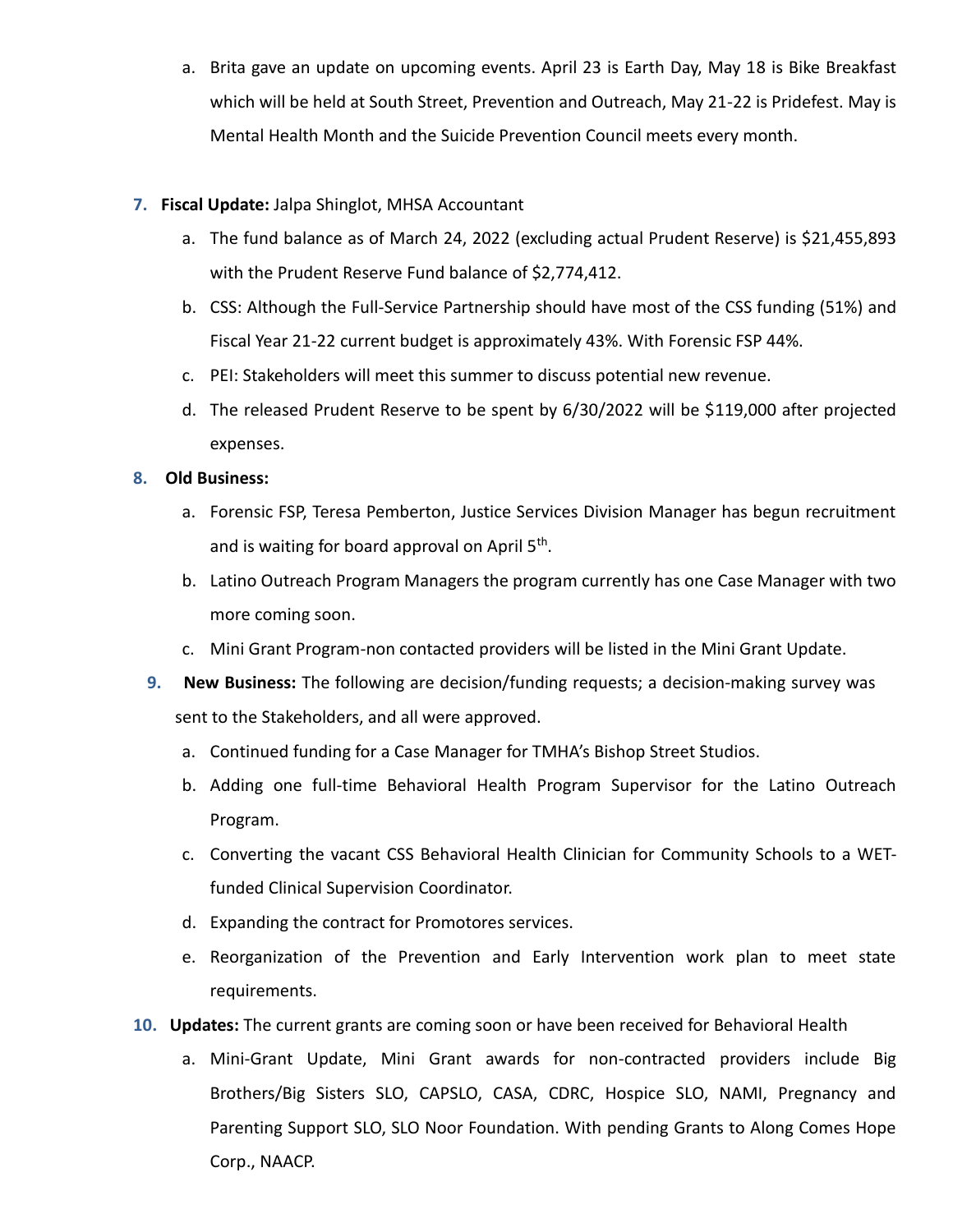a. Brita gave an update on upcoming events. April 23 is Earth Day, May 18 is Bike Breakfast which will be held at South Street, Prevention and Outreach, May 21-22 is Pridefest. May is Mental Health Month and the Suicide Prevention Council meets every month.

7. **Fiscal Update:** Jalpa Shinglot, MHSA Accountant
   a. The fund balance as of March 24, 2022 (excluding actual Prudent Reserve) is $21,455,893 with the Prudent Reserve Fund balance of $2,774,412.
   b. CSS: Although the Full-Service Partnership should have most of the CSS funding (51%) and Fiscal Year 21-22 current budget is approximately 43%. With Forensic FSP 44%.
   c. PEI: Stakeholders will meet this summer to discuss potential new revenue.
   d. The released Prudent Reserve to be spent by 6/30/2022 will be $119,000 after projected expenses.

8. **Old Business:**
   a. Forensic FSP, Teresa Pemberton, Justice Services Division Manager has begun recruitment and is waiting for board approval on April 5th.
   b. Latino Outreach Program Managers the program currently has one Case Manager with two more coming soon.
   c. Mini Grant Program-non contacted providers will be listed in the Mini Grant Update.

9. **New Business:** The following are decision/funding requests; a decision-making survey was sent to the Stakeholders, and all were approved.
   a. Continued funding for a Case Manager for TMHA's Bishop Street Studios.
   b. Adding one full-time Behavioral Health Program Supervisor for the Latino Outreach Program.
   c. Converting the vacant CSS Behavioral Health Clinician for Community Schools to a WET-funded Clinical Supervision Coordinator.
   d. Expanding the contract for Promotores services.
   e. Reorganization of the Prevention and Early Intervention work plan to meet state requirements.

10. **Updates:** The current grants are coming soon or have been received for Behavioral Health
    a. Mini-Grant Update, Mini Grant awards for non-contracted providers include Big Brothers/Big Sisters SLO, CAPSLO, CASA, CDRC, Hospice SLO, NAMI, Pregnancy and Parenting Support SLO, SLO Noor Foundation. With pending Grants to Along Comes Hope Corp., NAACP.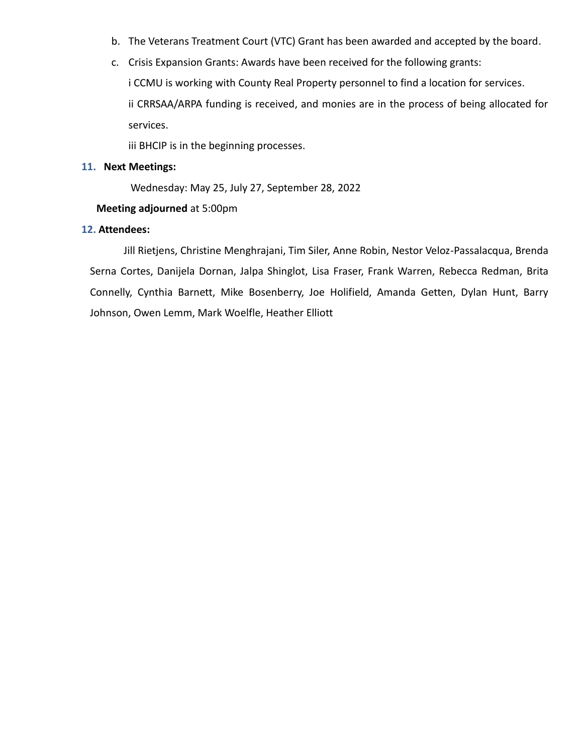b. The Veterans Treatment Court (VTC) Grant has been awarded and accepted by the board.

c. Crisis Expansion Grants: Awards have been received for the following grants:

   i CCMU is working with County Real Property personnel to find a location for services.

   ii CRRSAA/ARPA funding is received, and monies are in the process of being allocated for services.

   iii BHCIP is in the beginning processes.

**11. Next Meetings:**

Wednesday: May 25, July 27, September 28, 2022

**Meeting adjourned** at 5:00pm

**12. Attendees:**

Jill Rietjens, Christine Menghrajani, Tim Siler, Anne Robin, Nestor Veloz-Passalacqua, Brenda Serna Cortes, Danijela Dornan, Jalpa Shinglot, Lisa Fraser, Frank Warren, Rebecca Redman, Brita Connelly, Cynthia Barnett, Mike Bosenberry, Joe Holifield, Amanda Getten, Dylan Hunt, Barry Johnson, Owen Lemm, Mark Woelfle, Heather Elliott